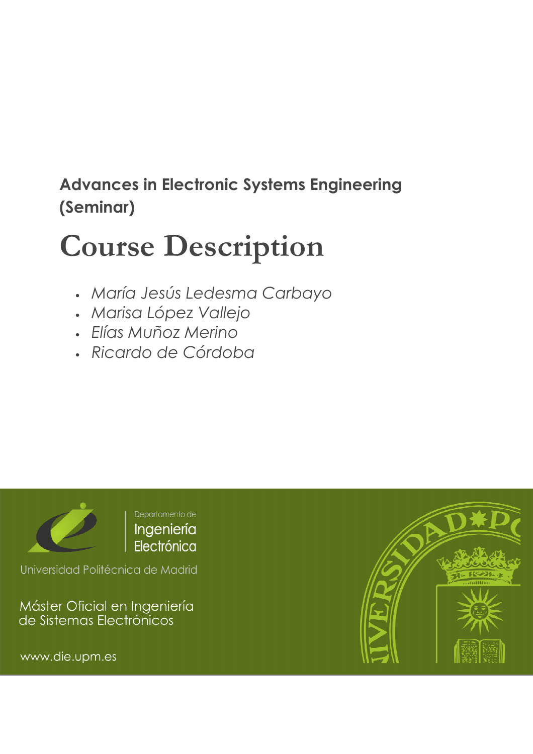**Advances in Electronic Systems Engineering (Seminar)**

# Course Description

- *María Jesús Ledesma Carbayo*
- *Marisa López Vallejo*
- *Elías Muñoz Merino*
- *Ricardo de Córdoba*

Departamento de
Ingeniería
Electrónica

Universidad Politécnica de Madrid

Máster Oficial en Ingeniería de Sistemas Electrónicos

www.die.upm.es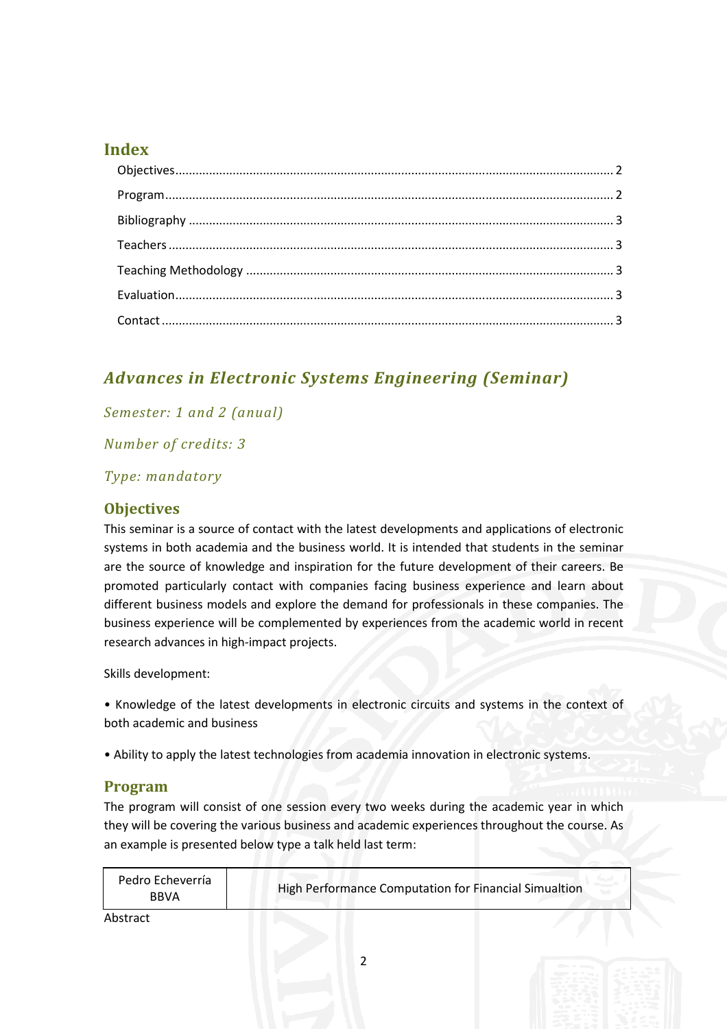## Index

- Objectives .... 2
- Program .... 2
- Bibliography .... 3
- Teachers .... 3
- Teaching Methodology .... 3
- Evaluation .... 3
- Contact .... 3

# *Advances in Electronic Systems Engineering (Seminar)*

*Semester: 1 and 2 (anual)*

*Number of credits: 3*

*Type: mandatory*

## Objectives

This seminar is a source of contact with the latest developments and applications of electronic systems in both academia and the business world. It is intended that students in the seminar are the source of knowledge and inspiration for the future development of their careers. Be promoted particularly contact with companies facing business experience and learn about different business models and explore the demand for professionals in these companies. The business experience will be complemented by experiences from the academic world in recent research advances in high-impact projects.

Skills development:

• Knowledge of the latest developments in electronic circuits and systems in the context of both academic and business

• Ability to apply the latest technologies from academia innovation in electronic systems.

## Program

The program will consist of one session every two weeks during the academic year in which they will be covering the various business and academic experiences throughout the course. As an example is presented below type a talk held last term:

| Pedro Echeverría<br>BBVA | High Performance Computation for Financial Simualtion |
|---|---|

Abstract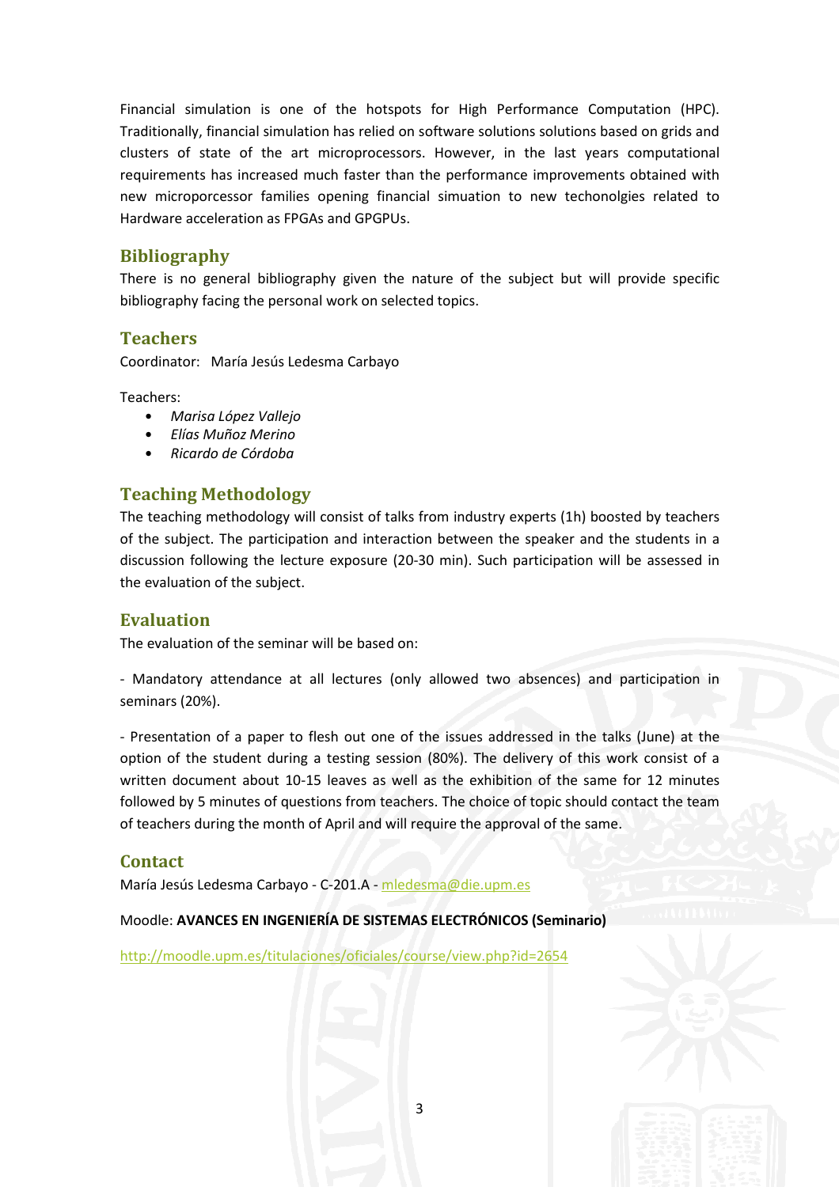Financial simulation is one of the hotspots for High Performance Computation (HPC). Traditionally, financial simulation has relied on software solutions solutions based on grids and clusters of state of the art microprocessors. However, in the last years computational requirements has increased much faster than the performance improvements obtained with new microporcessor families opening financial simuation to new techonolgies related to Hardware acceleration as FPGAs and GPGPUs.

## Bibliography

There is no general bibliography given the nature of the subject but will provide specific bibliography facing the personal work on selected topics.

## Teachers

Coordinator: María Jesús Ledesma Carbayo

Teachers:

- *Marisa López Vallejo*
- *Elías Muñoz Merino*
- *Ricardo de Córdoba*

## Teaching Methodology

The teaching methodology will consist of talks from industry experts (1h) boosted by teachers of the subject. The participation and interaction between the speaker and the students in a discussion following the lecture exposure (20-30 min). Such participation will be assessed in the evaluation of the subject.

## Evaluation

The evaluation of the seminar will be based on:

- Mandatory attendance at all lectures (only allowed two absences) and participation in seminars (20%).

- Presentation of a paper to flesh out one of the issues addressed in the talks (June) at the option of the student during a testing session (80%). The delivery of this work consist of a written document about 10-15 leaves as well as the exhibition of the same for 12 minutes followed by 5 minutes of questions from teachers. The choice of topic should contact the team of teachers during the month of April and will require the approval of the same.

## Contact

María Jesús Ledesma Carbayo - C-201.A - mledesma@die.upm.es

Moodle: **AVANCES EN INGENIERÍA DE SISTEMAS ELECTRÓNICOS (Seminario)**

http://moodle.upm.es/titulaciones/oficiales/course/view.php?id=2654